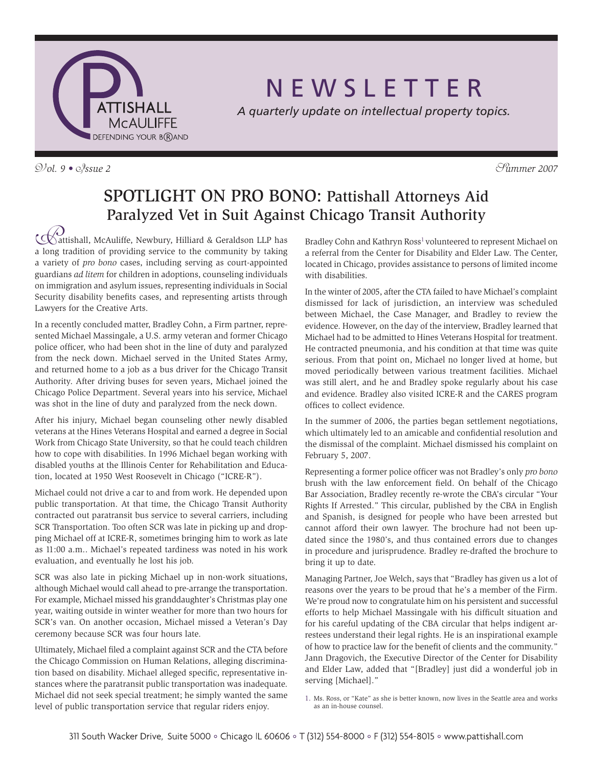# NEWSLETTER

*A quarterly update on intellectual property topics.*

*Vol. 9 • Issue 2* *Summer 2007*

## SPOTLIGHT ON PRO BONO: Pattishall Attorneys Aid Paralyzed Vet in Suit Against Chicago Transit Authority

Pattishall, McAuliffe, Newbury, Hilliard & Geraldson LLP has a long tradition of providing service to the community by taking a variety of *pro bono* cases, including serving as court-appointed guardians *ad litem* for children in adoptions, counseling individuals on immigration and asylum issues, representing individuals in Social Security disability benefits cases, and representing artists through Lawyers for the Creative Arts.

In a recently concluded matter, Bradley Cohn, a Firm partner, represented Michael Massingale, a U.S. army veteran and former Chicago police officer, who had been shot in the line of duty and paralyzed from the neck down. Michael served in the United States Army, and returned home to a job as a bus driver for the Chicago Transit Authority. After driving buses for seven years, Michael joined the Chicago Police Department. Several years into his service, Michael was shot in the line of duty and paralyzed from the neck down.

After his injury, Michael began counseling other newly disabled veterans at the Hines Veterans Hospital and earned a degree in Social Work from Chicago State University, so that he could teach children how to cope with disabilities. In 1996 Michael began working with disabled youths at the Illinois Center for Rehabilitation and Education, located at 1950 West Roosevelt in Chicago ("ICRE-R").

Michael could not drive a car to and from work. He depended upon public transportation. At that time, the Chicago Transit Authority contracted out paratransit bus service to several carriers, including SCR Transportation. Too often SCR was late in picking up and dropping Michael off at ICRE-R, sometimes bringing him to work as late as 11:00 a.m.. Michael's repeated tardiness was noted in his work evaluation, and eventually he lost his job.

SCR was also late in picking Michael up in non-work situations, although Michael would call ahead to pre-arrange the transportation. For example, Michael missed his granddaughter's Christmas play one year, waiting outside in winter weather for more than two hours for SCR's van. On another occasion, Michael missed a Veteran's Day ceremony because SCR was four hours late.

Ultimately, Michael filed a complaint against SCR and the CTA before the Chicago Commission on Human Relations, alleging discrimination based on disability. Michael alleged specific, representative instances where the paratransit public transportation was inadequate. Michael did not seek special treatment; he simply wanted the same level of public transportation service that regular riders enjoy.

Bradley Cohn and Kathryn Ross[1] volunteered to represent Michael on a referral from the Center for Disability and Elder Law. The Center, located in Chicago, provides assistance to persons of limited income with disabilities.

In the winter of 2005, after the CTA failed to have Michael's complaint dismissed for lack of jurisdiction, an interview was scheduled between Michael, the Case Manager, and Bradley to review the evidence. However, on the day of the interview, Bradley learned that Michael had to be admitted to Hines Veterans Hospital for treatment. He contracted pneumonia, and his condition at that time was quite serious. From that point on, Michael no longer lived at home, but moved periodically between various treatment facilities. Michael was still alert, and he and Bradley spoke regularly about his case and evidence. Bradley also visited ICRE-R and the CARES program offices to collect evidence.

In the summer of 2006, the parties began settlement negotiations, which ultimately led to an amicable and confidential resolution and the dismissal of the complaint. Michael dismissed his complaint on February 5, 2007.

Representing a former police officer was not Bradley's only *pro bono* brush with the law enforcement field. On behalf of the Chicago Bar Association, Bradley recently re-wrote the CBA's circular "Your Rights If Arrested." This circular, published by the CBA in English and Spanish, is designed for people who have been arrested but cannot afford their own lawyer. The brochure had not been updated since the 1980's, and thus contained errors due to changes in procedure and jurisprudence. Bradley re-drafted the brochure to bring it up to date.

Managing Partner, Joe Welch, says that "Bradley has given us a lot of reasons over the years to be proud that he's a member of the Firm. We're proud now to congratulate him on his persistent and successful efforts to help Michael Massingale with his difficult situation and for his careful updating of the CBA circular that helps indigent arrestees understand their legal rights. He is an inspirational example of how to practice law for the benefit of clients and the community." Jann Dragovich, the Executive Director of the Center for Disability and Elder Law, added that "[Bradley] just did a wonderful job in serving [Michael]."

1. Ms. Ross, or "Kate" as she is better known, now lives in the Seattle area and works as an in-house counsel.

311 South Wacker Drive, Suite 5000 ◦ Chicago IL 60606 ◦ T (312) 554-8000 ◦ F (312) 554-8015 ◦ www.pattishall.com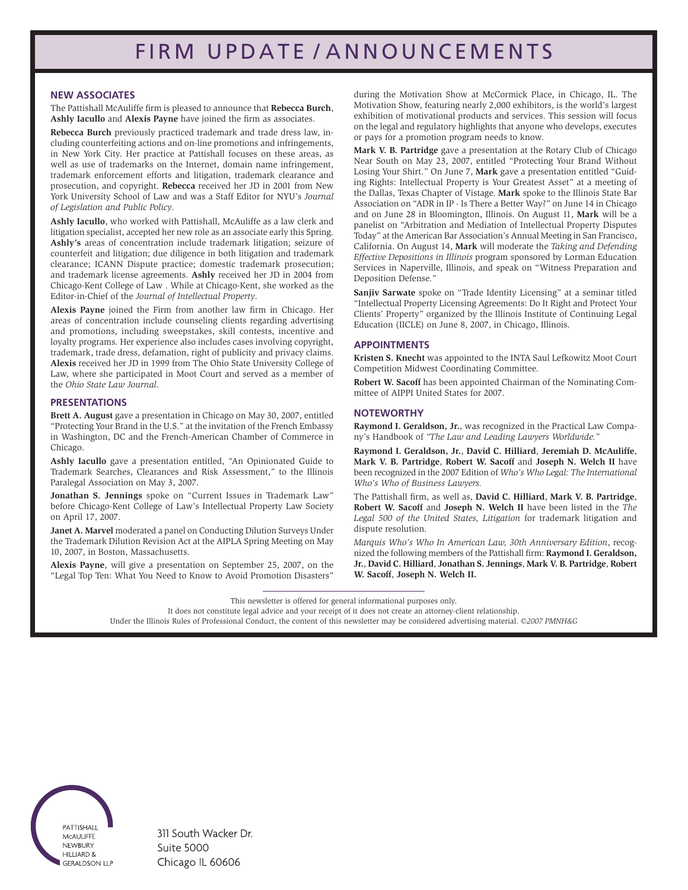# FIRM UPDATE / ANNOUNCEMENTS

## NEW ASSOCIATES

The Pattishall McAuliffe firm is pleased to announce that **Rebecca Burch**, **Ashly Iacullo** and **Alexis Payne** have joined the firm as associates.

**Rebecca Burch** previously practiced trademark and trade dress law, including counterfeiting actions and on-line promotions and infringements, in New York City. Her practice at Pattishall focuses on these areas, as well as use of trademarks on the Internet, domain name infringement, trademark enforcement efforts and litigation, trademark clearance and prosecution, and copyright. **Rebecca** received her JD in 2001 from New York University School of Law and was a Staff Editor for NYU's *Journal of Legislation and Public Policy*.

**Ashly Iacullo**, who worked with Pattishall, McAuliffe as a law clerk and litigation specialist, accepted her new role as an associate early this Spring. **Ashly's** areas of concentration include trademark litigation; seizure of counterfeit and litigation; due diligence in both litigation and trademark clearance; ICANN Dispute practice; domestic trademark prosecution; and trademark license agreements. **Ashly** received her JD in 2004 from Chicago-Kent College of Law . While at Chicago-Kent, she worked as the Editor-in-Chief of the *Journal of Intellectual Property*.

**Alexis Payne** joined the Firm from another law firm in Chicago. Her areas of concentration include counseling clients regarding advertising and promotions, including sweepstakes, skill contests, incentive and loyalty programs. Her experience also includes cases involving copyright, trademark, trade dress, defamation, right of publicity and privacy claims. **Alexis** received her JD in 1999 from The Ohio State University College of Law, where she participated in Moot Court and served as a member of the *Ohio State Law Journal*.

## PRESENTATIONS

**Brett A. August** gave a presentation in Chicago on May 30, 2007, entitled "Protecting Your Brand in the U.S." at the invitation of the French Embassy in Washington, DC and the French-American Chamber of Commerce in Chicago.

**Ashly Iacullo** gave a presentation entitled, "An Opinionated Guide to Trademark Searches, Clearances and Risk Assessment," to the Illinois Paralegal Association on May 3, 2007.

**Jonathan S. Jennings** spoke on "Current Issues in Trademark Law" before Chicago-Kent College of Law's Intellectual Property Law Society on April 17, 2007.

**Janet A. Marvel** moderated a panel on Conducting Dilution Surveys Under the Trademark Dilution Revision Act at the AIPLA Spring Meeting on May 10, 2007, in Boston, Massachusetts.

**Alexis Payne**, will give a presentation on September 25, 2007, on the "Legal Top Ten: What You Need to Know to Avoid Promotion Disasters" during the Motivation Show at McCormick Place, in Chicago, IL. The Motivation Show, featuring nearly 2,000 exhibitors, is the world's largest exhibition of motivational products and services. This session will focus on the legal and regulatory highlights that anyone who develops, executes or pays for a promotion program needs to know.

**Mark V. B. Partridge** gave a presentation at the Rotary Club of Chicago Near South on May 23, 2007, entitled "Protecting Your Brand Without Losing Your Shirt." On June 7, **Mark** gave a presentation entitled "Guiding Rights: Intellectual Property is Your Greatest Asset" at a meeting of the Dallas, Texas Chapter of Vistage. **Mark** spoke to the Illinois State Bar Association on "ADR in IP - Is There a Better Way?" on June 14 in Chicago and on June 28 in Bloomington, Illinois. On August 11, **Mark** will be a panelist on "Arbitration and Mediation of Intellectual Property Disputes Today" at the American Bar Association's Annual Meeting in San Francisco, California. On August 14, **Mark** will moderate the *Taking and Defending Effective Depositions in Illinois* program sponsored by Lorman Education Services in Naperville, Illinois, and speak on "Witness Preparation and Deposition Defense."

**Sanjiv Sarwate** spoke on "Trade Identity Licensing" at a seminar titled "Intellectual Property Licensing Agreements: Do It Right and Protect Your Clients' Property" organized by the Illinois Institute of Continuing Legal Education (IICLE) on June 8, 2007, in Chicago, Illinois.

## APPOINTMENTS

**Kristen S. Knecht** was appointed to the INTA Saul Lefkowitz Moot Court Competition Midwest Coordinating Committee.

**Robert W. Sacoff** has been appointed Chairman of the Nominating Committee of AIPPI United States for 2007.

## NOTEWORTHY

**Raymond I. Geraldson, Jr.**, was recognized in the Practical Law Company's Handbook of *"The Law and Leading Lawyers Worldwide."*

**Raymond I. Geraldson, Jr.**, **David C. Hilliard**, **Jeremiah D. McAuliffe**, **Mark V. B. Partridge**, **Robert W. Sacoff** and **Joseph N. Welch II** have been recognized in the 2007 Edition of *Who's Who Legal: The International Who's Who of Business Lawyers.*

The Pattishall firm, as well as, **David C. Hilliard**, **Mark V. B. Partridge**, **Robert W. Sacoff** and **Joseph N. Welch II** have been listed in the *The Legal 500 of the United States, Litigation* for trademark litigation and dispute resolution.

*Marquis Who's Who In American Law, 30th Anniversary Edition*, recognized the following members of the Pattishall firm: **Raymond I. Geraldson, Jr.**, **David C. Hilliard**, **Jonathan S. Jennings**, **Mark V. B. Partridge**, **Robert W. Sacoff**, **Joseph N. Welch II.**

This newsletter is offered for general informational purposes only.
It does not constitute legal advice and your receipt of it does not create an attorney-client relationship.
Under the Illinois Rules of Professional Conduct, the content of this newsletter may be considered advertising material. *©2007 PMNH&G*

PATTISHALL
McAULIFFE
NEWBURY
HILLIARD &
GERALDSON LLP

311 South Wacker Dr.
Suite 5000
Chicago IL 60606